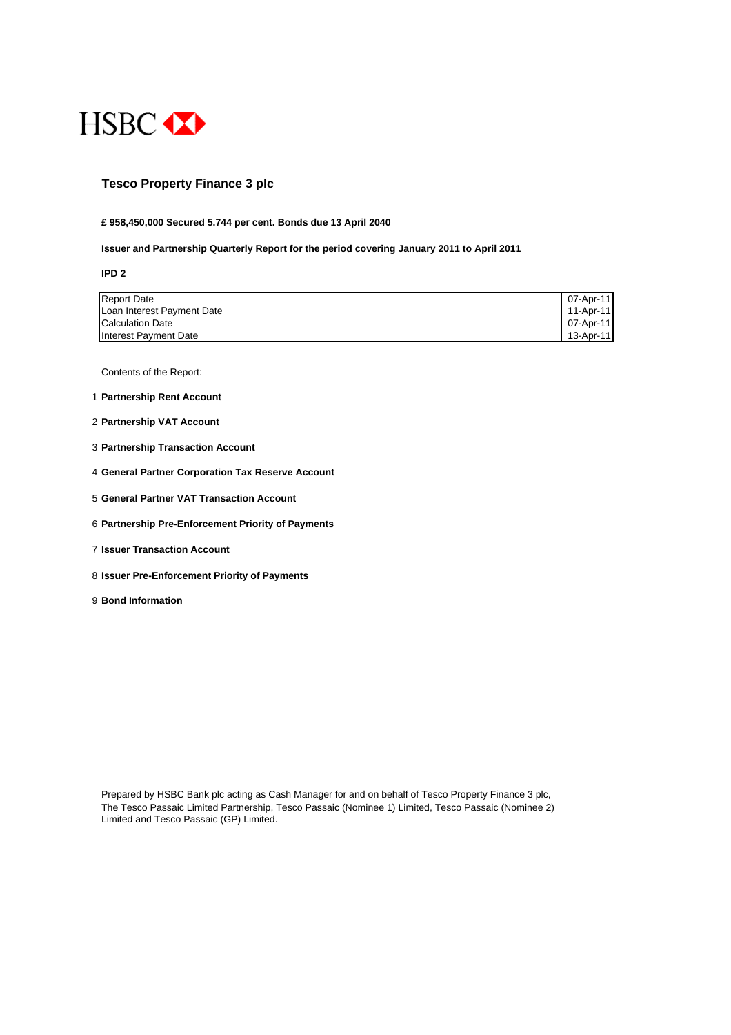HSBC

# Tesco Property Finance 3 plc

**£ 958,450,000 Secured 5.744 per cent. Bonds due 13 April 2040**

**Issuer and Partnership Quarterly Report for the period covering January 2011 to April 2011**

**IPD 2**

| | |
|---|---|
| Report Date | 07-Apr-11 |
| Loan Interest Payment Date | 11-Apr-11 |
| Calculation Date | 07-Apr-11 |
| Interest Payment Date | 13-Apr-11 |

Contents of the Report:

1. **Partnership Rent Account**
2. **Partnership VAT Account**
3. **Partnership Transaction Account**
4. **General Partner Corporation Tax Reserve Account**
5. **General Partner VAT Transaction Account**
6. **Partnership Pre-Enforcement Priority of Payments**
7. **Issuer Transaction Account**
8. **Issuer Pre-Enforcement Priority of Payments**
9. **Bond Information**

Prepared by HSBC Bank plc acting as Cash Manager for and on behalf of Tesco Property Finance 3 plc, The Tesco Passaic Limited Partnership, Tesco Passaic (Nominee 1) Limited, Tesco Passaic (Nominee 2) Limited and Tesco Passaic (GP) Limited.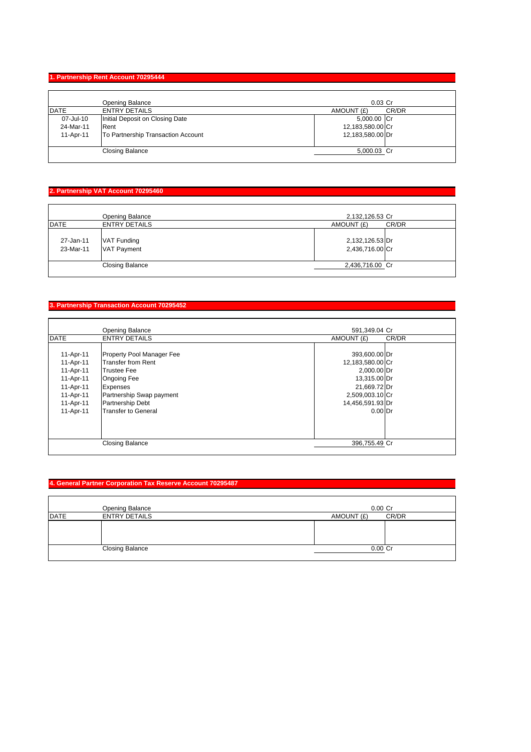## 1. Partnership Rent Account 70295444

| DATE | ENTRY DETAILS | AMOUNT (£) | CR/DR |
|---|---|---|---|
| | Opening Balance | 0.03 | Cr |
| 07-Jul-10 | Initial Deposit on Closing Date | 5,000.00 | Cr |
| 24-Mar-11 | Rent | 12,183,580.00 | Cr |
| 11-Apr-11 | To Partnership Transaction Account | 12,183,580.00 | Dr |
| | Closing Balance | 5,000.03 | Cr |

## 2. Partnership VAT Account 70295460

| DATE | ENTRY DETAILS | AMOUNT (£) | CR/DR |
|---|---|---|---|
| | Opening Balance | 2,132,126.53 | Cr |
| 27-Jan-11 | VAT Funding | 2,132,126.53 | Dr |
| 23-Mar-11 | VAT Payment | 2,436,716.00 | Cr |
| | Closing Balance | 2,436,716.00 | Cr |

## 3. Partnership Transaction Account 70295452

| DATE | ENTRY DETAILS | AMOUNT (£) | CR/DR |
|---|---|---|---|
| | Opening Balance | 591,349.04 | Cr |
| 11-Apr-11 | Property Pool Manager Fee | 393,600.00 | Dr |
| 11-Apr-11 | Transfer from Rent | 12,183,580.00 | Cr |
| 11-Apr-11 | Trustee Fee | 2,000.00 | Dr |
| 11-Apr-11 | Ongoing Fee | 13,315.00 | Dr |
| 11-Apr-11 | Expenses | 21,669.72 | Dr |
| 11-Apr-11 | Partnership Swap payment | 2,509,003.10 | Cr |
| 11-Apr-11 | Partnership Debt | 14,456,591.93 | Dr |
| 11-Apr-11 | Transfer to General | 0.00 | Dr |
| | Closing Balance | 396,755.49 | Cr |

## 4. General Partner Corporation Tax Reserve Account 70295487

| DATE | ENTRY DETAILS | AMOUNT (£) | CR/DR |
|---|---|---|---|
| | Opening Balance | 0.00 | Cr |
| | Closing Balance | 0.00 | Cr |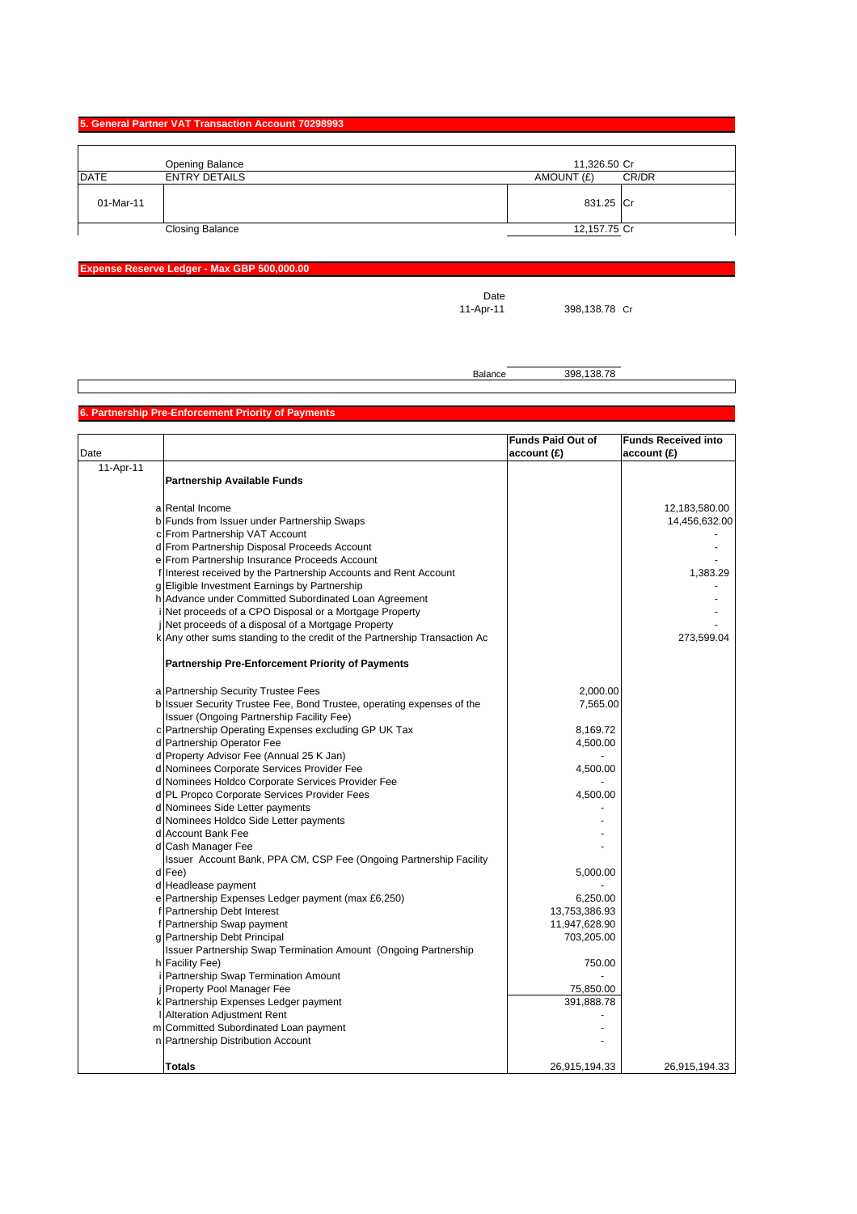## 5. General Partner VAT Transaction Account 70298993

| DATE | ENTRY DETAILS | AMOUNT (£) | CR/DR |
|---|---|---|---|
| | Opening Balance | 11,326.50 | Cr |
| 01-Mar-11 | | 831.25 | Cr |
| | Closing Balance | 12,157.75 | Cr |

## Expense Reserve Ledger - Max GBP 500,000.00

| Date | | |
|---|---|---|
| 11-Apr-11 | 398,138.78 | Cr |
| Balance | 398,138.78 | |

## 6. Partnership Pre-Enforcement Priority of Payments

| Date | | | Funds Paid Out of account (£) | Funds Received into account (£) |
|---|---|---|---|---|
| 11-Apr-11 | | **Partnership Available Funds** | | |
| | a | Rental Income | | 12,183,580.00 |
| | b | Funds from Issuer under Partnership Swaps | | 14,456,632.00 |
| | c | From Partnership VAT Account | | - |
| | d | From Partnership Disposal Proceeds Account | | - |
| | e | From Partnership Insurance Proceeds Account | | - |
| | f | Interest received by the Partnership Accounts and Rent Account | | 1,383.29 |
| | g | Eligible Investment Earnings by Partnership | | - |
| | h | Advance under Committed Subordinated Loan Agreement | | - |
| | i | Net proceeds of a CPO Disposal or a Mortgage Property | | - |
| | j | Net proceeds of a disposal of a Mortgage Property | | - |
| | k | Any other sums standing to the credit of the Partnership Transaction Ac | | 273,599.04 |
| | | **Partnership Pre-Enforcement Priority of Payments** | | |
| | a | Partnership Security Trustee Fees | 2,000.00 | |
| | b | Issuer Security Trustee Fee, Bond Trustee, operating expenses of the Issuer (Ongoing Partnership Facility Fee) | 7,565.00 | |
| | c | Partnership Operating Expenses excluding GP UK Tax | 8,169.72 | |
| | d | Partnership Operator Fee | 4,500.00 | |
| | d | Property Advisor Fee (Annual 25 K Jan) | - | |
| | d | Nominees Corporate Services Provider Fee | 4,500.00 | |
| | d | Nominees Holdco Corporate Services Provider Fee | - | |
| | d | PL Propco Corporate Services Provider Fees | 4,500.00 | |
| | d | Nominees Side Letter payments | - | |
| | d | Nominees Holdco Side Letter payments | - | |
| | d | Account Bank Fee | - | |
| | d | Cash Manager Fee | - | |
| | d | Issuer Account Bank, PPA CM, CSP Fee (Ongoing Partnership Facility Fee) | 5,000.00 | |
| | d | Headlease payment | - | |
| | e | Partnership Expenses Ledger payment (max £6,250) | 6,250.00 | |
| | f | Partnership Debt Interest | 13,753,386.93 | |
| | f | Partnership Swap payment | 11,947,628.90 | |
| | g | Partnership Debt Principal | 703,205.00 | |
| | h | Issuer Partnership Swap Termination Amount (Ongoing Partnership Facility Fee) | 750.00 | |
| | i | Partnership Swap Termination Amount | - | |
| | j | Property Pool Manager Fee | 75,850.00 | |
| | k | Partnership Expenses Ledger payment | 391,888.78 | |
| | l | Alteration Adjustment Rent | - | |
| | m | Committed Subordinated Loan payment | - | |
| | n | Partnership Distribution Account | - | |
| | | **Totals** | 26,915,194.33 | 26,915,194.33 |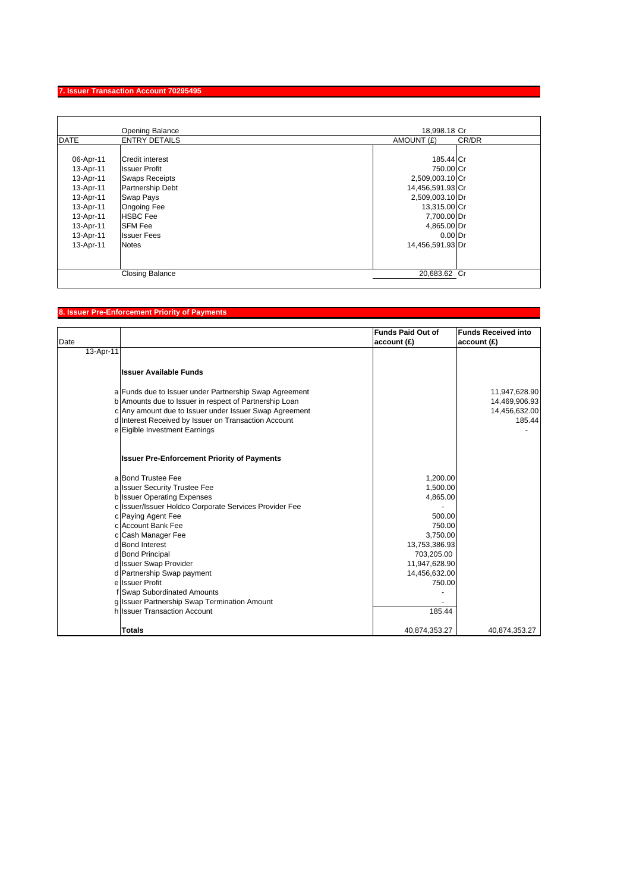## 7. Issuer Transaction Account 70295495

| DATE | ENTRY DETAILS | AMOUNT (£) | CR/DR |
|---|---|---|---|
| | Opening Balance | 18,998.18 | Cr |
| 06-Apr-11 | Credit interest | 185.44 | Cr |
| 13-Apr-11 | Issuer Profit | 750.00 | Cr |
| 13-Apr-11 | Swaps Receipts | 2,509,003.10 | Cr |
| 13-Apr-11 | Partnership Debt | 14,456,591.93 | Cr |
| 13-Apr-11 | Swap Pays | 2,509,003.10 | Dr |
| 13-Apr-11 | Ongoing Fee | 13,315.00 | Cr |
| 13-Apr-11 | HSBC Fee | 7,700.00 | Dr |
| 13-Apr-11 | SFM Fee | 4,865.00 | Dr |
| 13-Apr-11 | Issuer Fees | 0.00 | Dr |
| 13-Apr-11 | Notes | 14,456,591.93 | Dr |
| | Closing Balance | 20,683.62 | Cr |

## 8. Issuer Pre-Enforcement Priority of Payments

| Date | | | Funds Paid Out of account (£) | Funds Received into account (£) |
|---|---|---|---|---|
| 13-Apr-11 | | | | |
| | | **Issuer Available Funds** | | |
| | a | Funds due to Issuer under Partnership Swap Agreement | | 11,947,628.90 |
| | b | Amounts due to Issuer in respect of Partnership Loan | | 14,469,906.93 |
| | c | Any amount due to Issuer under Issuer Swap Agreement | | 14,456,632.00 |
| | d | Interest Received by Issuer on Transaction Account | | 185.44 |
| | e | Eigible Investment Earnings | | - |
| | | **Issuer Pre-Enforcement Priority of Payments** | | |
| | a | Bond Trustee Fee | 1,200.00 | |
| | a | Issuer Security Trustee Fee | 1,500.00 | |
| | b | Issuer Operating Expenses | 4,865.00 | |
| | c | Issuer/Issuer Holdco Corporate Services Provider Fee | - | |
| | c | Paying Agent Fee | 500.00 | |
| | c | Account Bank Fee | 750.00 | |
| | c | Cash Manager Fee | 3,750.00 | |
| | d | Bond Interest | 13,753,386.93 | |
| | d | Bond Principal | 703,205.00 | |
| | d | Issuer Swap Provider | 11,947,628.90 | |
| | d | Partnership Swap payment | 14,456,632.00 | |
| | e | Issuer Profit | 750.00 | |
| | f | Swap Subordinated Amounts | - | |
| | g | Issuer Partnership Swap Termination Amount | - | |
| | h | Issuer Transaction Account | 185.44 | |
| | | **Totals** | 40,874,353.27 | 40,874,353.27 |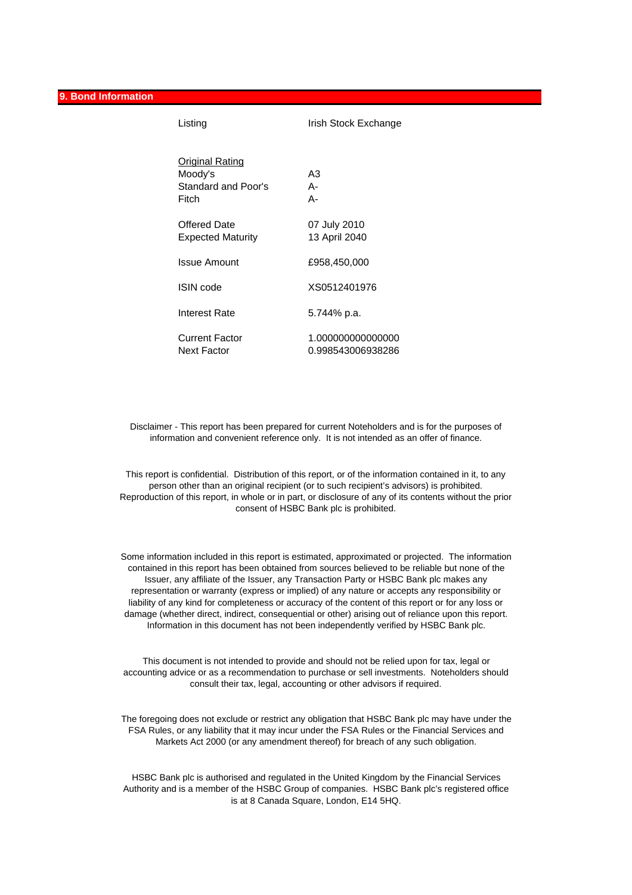## 9. Bond Information

| | |
|---|---|
| Listing | Irish Stock Exchange |
| <u>Original Rating</u> | |
| Moody's | A3 |
| Standard and Poor's | A- |
| Fitch | A- |
| Offered Date | 07 July 2010 |
| Expected Maturity | 13 April 2040 |
| Issue Amount | £958,450,000 |
| ISIN code | XS0512401976 |
| Interest Rate | 5.744% p.a. |
| Current Factor | 1.000000000000000 |
| Next Factor | 0.998543006938286 |

Disclaimer - This report has been prepared for current Noteholders and is for the purposes of information and convenient reference only. It is not intended as an offer of finance.

This report is confidential. Distribution of this report, or of the information contained in it, to any person other than an original recipient (or to such recipient's advisors) is prohibited. Reproduction of this report, in whole or in part, or disclosure of any of its contents without the prior consent of HSBC Bank plc is prohibited.

Some information included in this report is estimated, approximated or projected. The information contained in this report has been obtained from sources believed to be reliable but none of the Issuer, any affiliate of the Issuer, any Transaction Party or HSBC Bank plc makes any representation or warranty (express or implied) of any nature or accepts any responsibility or liability of any kind for completeness or accuracy of the content of this report or for any loss or damage (whether direct, indirect, consequential or other) arising out of reliance upon this report. Information in this document has not been independently verified by HSBC Bank plc.

This document is not intended to provide and should not be relied upon for tax, legal or accounting advice or as a recommendation to purchase or sell investments. Noteholders should consult their tax, legal, accounting or other advisors if required.

The foregoing does not exclude or restrict any obligation that HSBC Bank plc may have under the FSA Rules, or any liability that it may incur under the FSA Rules or the Financial Services and Markets Act 2000 (or any amendment thereof) for breach of any such obligation.

HSBC Bank plc is authorised and regulated in the United Kingdom by the Financial Services Authority and is a member of the HSBC Group of companies. HSBC Bank plc's registered office is at 8 Canada Square, London, E14 5HQ.